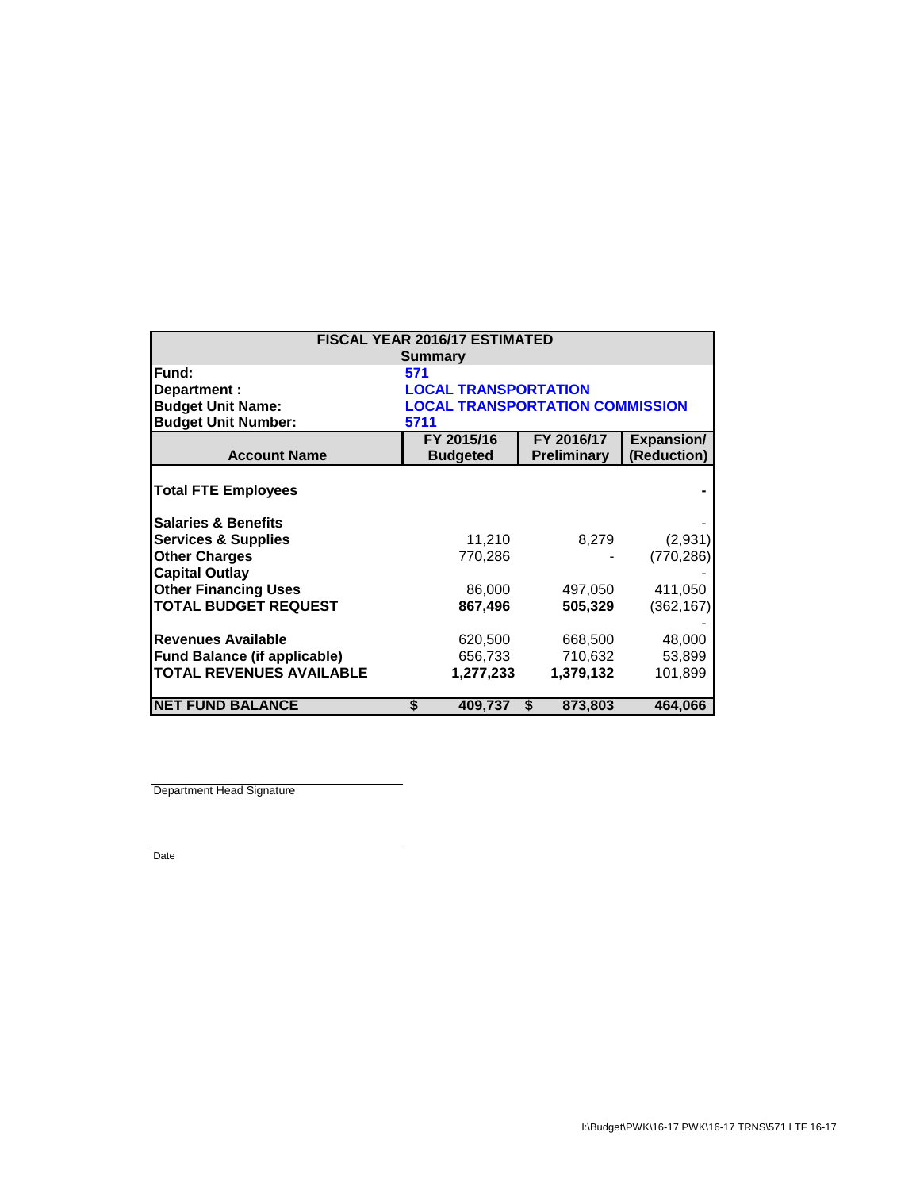**FISCAL YEAR 2016/17 ESTIMATED**
**Summary**

| | |
|---|---|
| **Fund:** | **571** |
| **Department :** | **LOCAL TRANSPORTATION** |
| **Budget Unit Name:** | **LOCAL TRANSPORTATION COMMISSION** |
| **Budget Unit Number:** | **5711** |

| Account Name | FY 2015/16 Budgeted | FY 2016/17 Preliminary | Expansion/ (Reduction) |
|---|---|---|---|
| **Total FTE Employees** | | | - |
| **Salaries & Benefits** | | | - |
| **Services & Supplies** | 11,210 | 8,279 | (2,931) |
| **Other Charges** | 770,286 | - | (770,286) |
| **Capital Outlay** | | | - |
| **Other Financing Uses** | 86,000 | 497,050 | 411,050 |
| **TOTAL BUDGET REQUEST** | **867,496** | **505,329** | (362,167) |
| | | | - |
| **Revenues Available** | 620,500 | 668,500 | 48,000 |
| **Fund Balance (if applicable)** | 656,733 | 710,632 | 53,899 |
| **TOTAL REVENUES AVAILABLE** | **1,277,233** | **1,379,132** | 101,899 |
| **NET FUND BALANCE** | **$ 409,737** | **$ 873,803** | **464,066** |

Department Head Signature

Date

I:\Budget\PWK\16-17 PWK\16-17 TRNS\571 LTF 16-17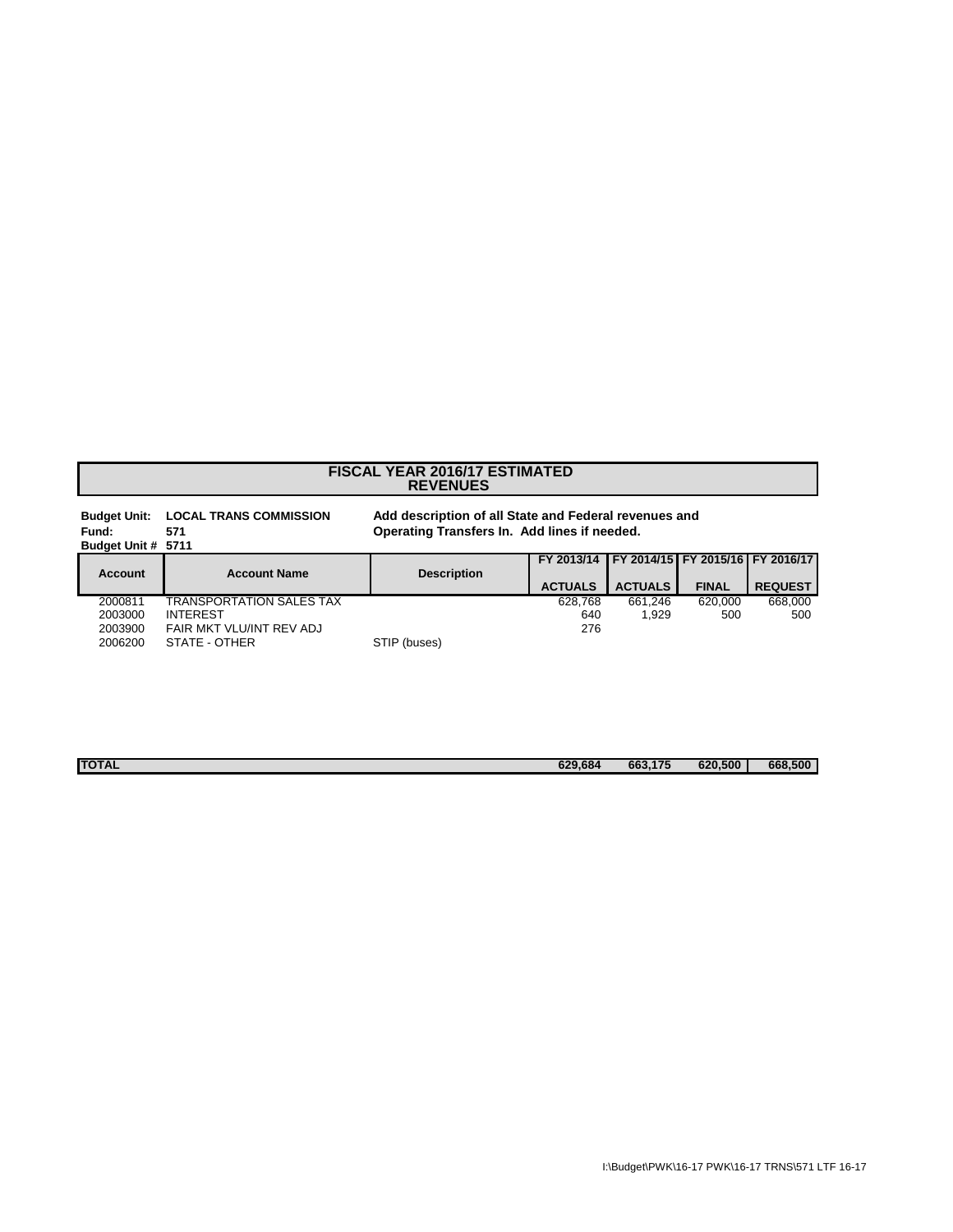# FISCAL YEAR 2016/17 ESTIMATED REVENUES

**Budget Unit:** LOCAL TRANS COMMISSION
**Fund:** 571
**Budget Unit #** 5711

**Add description of all State and Federal revenues and Operating Transfers In. Add lines if needed.**

| Account | Account Name | Description | FY 2013/14 ACTUALS | FY 2014/15 ACTUALS | FY 2015/16 FINAL | FY 2016/17 REQUEST |
|---|---|---|---|---|---|---|
| 2000811 | TRANSPORTATION SALES TAX | | 628,768 | 661,246 | 620,000 | 668,000 |
| 2003000 | INTEREST | | 640 | 1,929 | 500 | 500 |
| 2003900 | FAIR MKT VLU/INT REV ADJ | | 276 | | | |
| 2006200 | STATE - OTHER | STIP (buses) | | | | |
| **TOTAL** | | | **629,684** | **663,175** | **620,500** | **668,500** |

I:\Budget\PWK\16-17 PWK\16-17 TRNS\571 LTF 16-17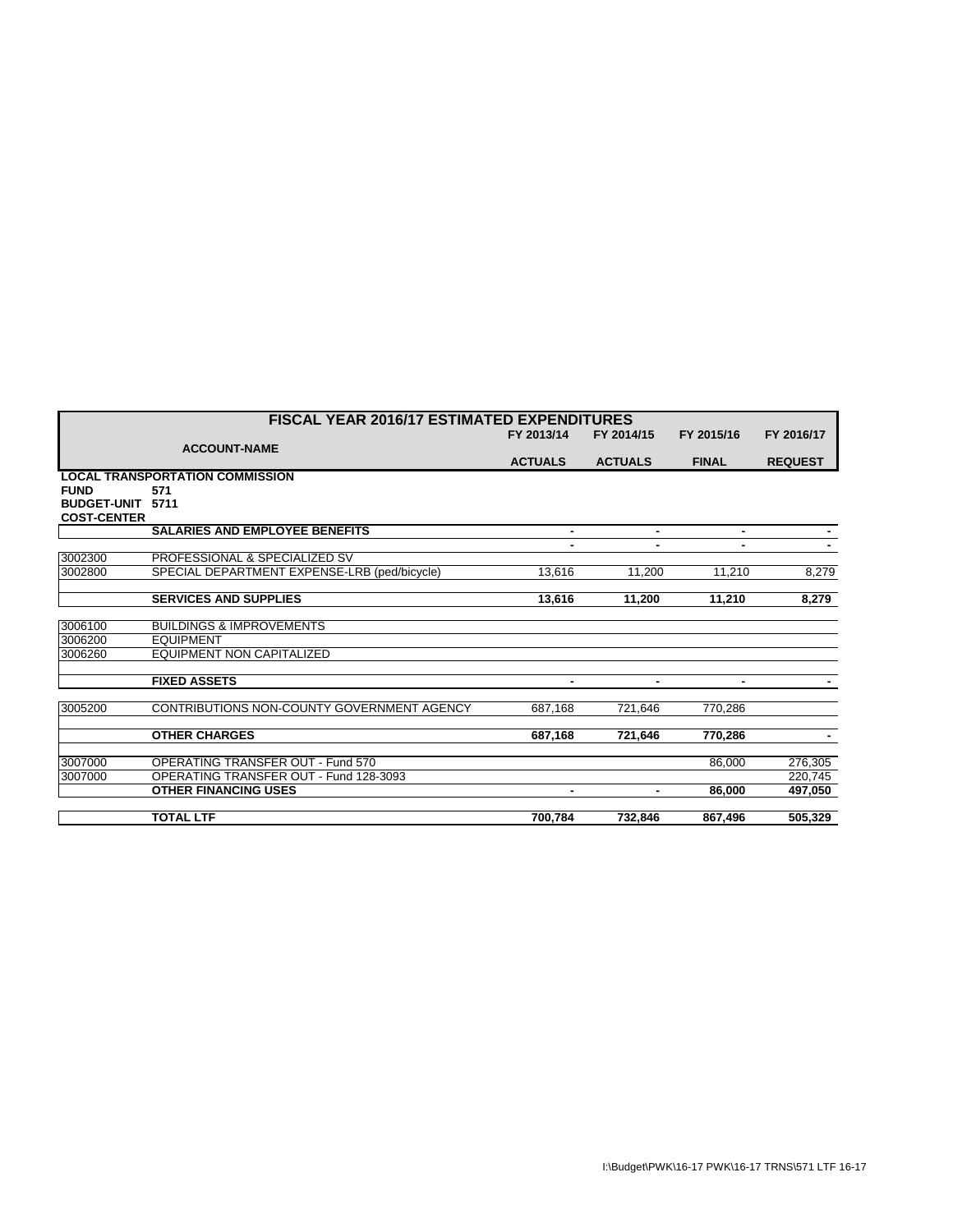| FISCAL YEAR 2016/17 ESTIMATED EXPENDITURES | | | | | |
|---|---|---|---|---|---|
| | ACCOUNT-NAME | FY 2013/14 ACTUALS | FY 2014/15 ACTUALS | FY 2015/16 FINAL | FY 2016/17 REQUEST |
| **LOCAL TRANSPORTATION COMMISSION** | | | | | |
| **FUND** | **571** | | | | |
| **BUDGET-UNIT** | **5711** | | | | |
| **COST-CENTER** | | | | | |
| | **SALARIES AND EMPLOYEE BENEFITS** | **-** | **-** | **-** | **-** |
| | | **-** | **-** | **-** | **-** |
| 3002300 | PROFESSIONAL & SPECIALIZED SV | | | | |
| 3002800 | SPECIAL DEPARTMENT EXPENSE-LRB (ped/bicycle) | 13,616 | 11,200 | 11,210 | 8,279 |
| | **SERVICES AND SUPPLIES** | **13,616** | **11,200** | **11,210** | **8,279** |
| 3006100 | BUILDINGS & IMPROVEMENTS | | | | |
| 3006200 | EQUIPMENT | | | | |
| 3006260 | EQUIPMENT NON CAPITALIZED | | | | |
| | **FIXED ASSETS** | **-** | **-** | **-** | **-** |
| 3005200 | CONTRIBUTIONS NON-COUNTY GOVERNMENT AGENCY | 687,168 | 721,646 | 770,286 | |
| | **OTHER CHARGES** | **687,168** | **721,646** | **770,286** | **-** |
| 3007000 | OPERATING TRANSFER OUT - Fund 570 | | | 86,000 | 276,305 |
| 3007000 | OPERATING TRANSFER OUT - Fund 128-3093 | | | | 220,745 |
| | **OTHER FINANCING USES** | **-** | **-** | **86,000** | **497,050** |
| | **TOTAL LTF** | **700,784** | **732,846** | **867,496** | **505,329** |

I:\Budget\PWK\16-17 PWK\16-17 TRNS\571 LTF 16-17